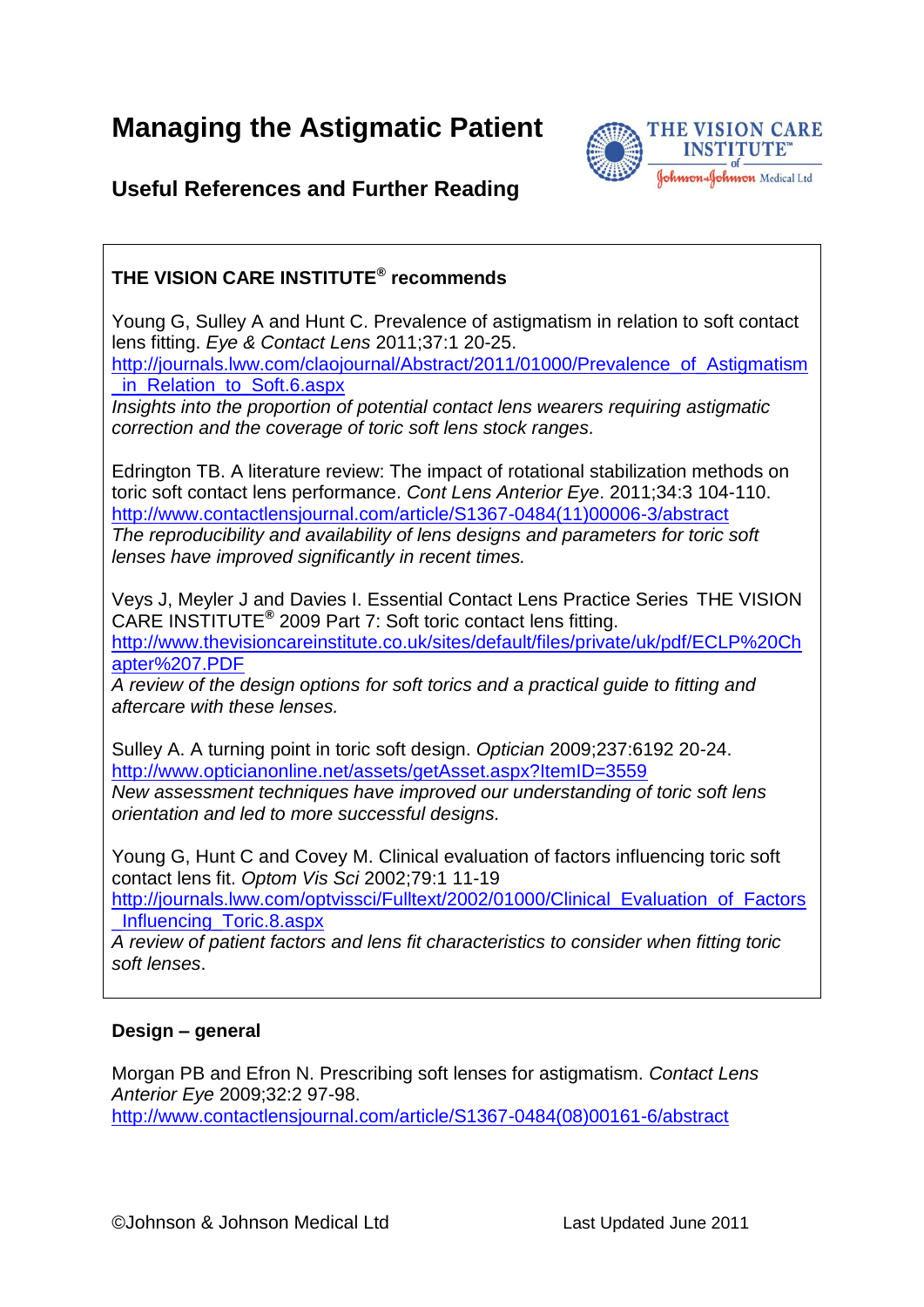# Managing the Astigmatic Patient

## Useful References and Further Reading

THE VISION CARE INSTITUTE™ of Johnson & Johnson Medical Ltd

---

**THE VISION CARE INSTITUTE® recommends**

Young G, Sulley A and Hunt C. Prevalence of astigmatism in relation to soft contact lens fitting. *Eye & Contact Lens* 2011;37:1 20-25.
http://journals.lww.com/claojournal/Abstract/2011/01000/Prevalence_of_Astigmatism_in_Relation_to_Soft.6.aspx
*Insights into the proportion of potential contact lens wearers requiring astigmatic correction and the coverage of toric soft lens stock ranges.*

Edrington TB. A literature review: The impact of rotational stabilization methods on toric soft contact lens performance. *Cont Lens Anterior Eye*. 2011;34:3 104-110.
http://www.contactlensjournal.com/article/S1367-0484(11)00006-3/abstract
*The reproducibility and availability of lens designs and parameters for toric soft lenses have improved significantly in recent times.*

Veys J, Meyler J and Davies I. Essential Contact Lens Practice Series THE VISION CARE INSTITUTE® 2009 Part 7: Soft toric contact lens fitting.
http://www.thevisioncareinstitute.co.uk/sites/default/files/private/uk/pdf/ECLP%20Chapter%207.PDF
*A review of the design options for soft torics and a practical guide to fitting and aftercare with these lenses.*

Sulley A. A turning point in toric soft design. *Optician* 2009;237:6192 20-24.
http://www.opticianonline.net/assets/getAsset.aspx?ItemID=3559
*New assessment techniques have improved our understanding of toric soft lens orientation and led to more successful designs.*

Young G, Hunt C and Covey M. Clinical evaluation of factors influencing toric soft contact lens fit. *Optom Vis Sci* 2002;79:1 11-19
http://journals.lww.com/optvissci/Fulltext/2002/01000/Clinical_Evaluation_of_Factors_Influencing_Toric.8.aspx
*A review of patient factors and lens fit characteristics to consider when fitting toric soft lenses*.

---

**Design – general**

Morgan PB and Efron N. Prescribing soft lenses for astigmatism. *Contact Lens Anterior Eye* 2009;32:2 97-98.
http://www.contactlensjournal.com/article/S1367-0484(08)00161-6/abstract

©Johnson & Johnson Medical Ltd Last Updated June 2011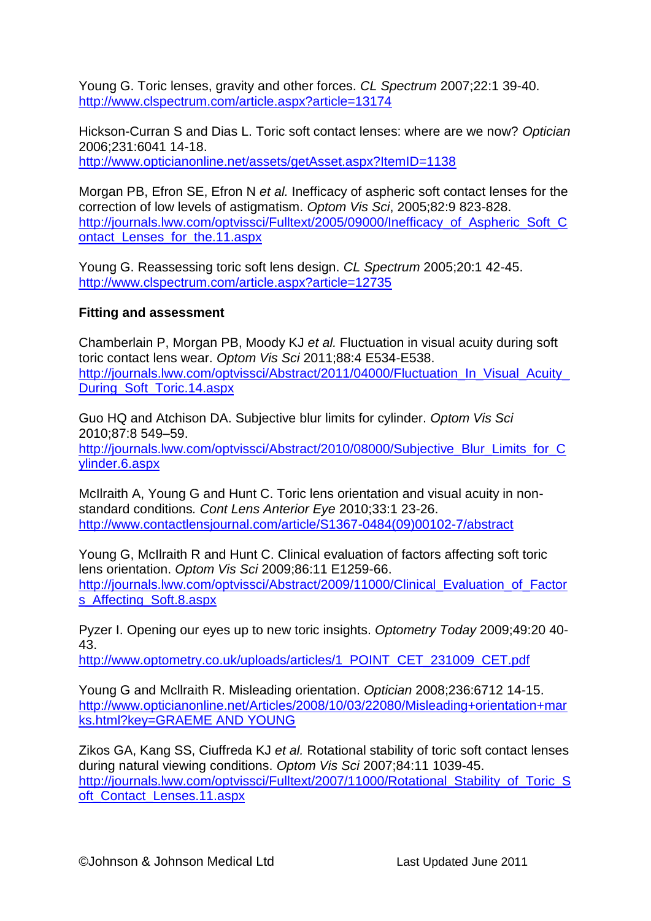Young G. Toric lenses, gravity and other forces. *CL Spectrum* 2007;22:1 39-40.
http://www.clspectrum.com/article.aspx?article=13174

Hickson-Curran S and Dias L. Toric soft contact lenses: where are we now? *Optician* 2006;231:6041 14-18.
http://www.opticianonline.net/assets/getAsset.aspx?ItemID=1138

Morgan PB, Efron SE, Efron N *et al.* Inefficacy of aspheric soft contact lenses for the correction of low levels of astigmatism. *Optom Vis Sci*, 2005;82:9 823-828.
http://journals.lww.com/optvissci/Fulltext/2005/09000/Inefficacy_of_Aspheric_Soft_Contact_Lenses_for_the.11.aspx

Young G. Reassessing toric soft lens design. *CL Spectrum* 2005;20:1 42-45.
http://www.clspectrum.com/article.aspx?article=12735

**Fitting and assessment**

Chamberlain P, Morgan PB, Moody KJ *et al.* Fluctuation in visual acuity during soft toric contact lens wear. *Optom Vis Sci* 2011;88:4 E534-E538.
http://journals.lww.com/optvissci/Abstract/2011/04000/Fluctuation_In_Visual_Acuity_During_Soft_Toric.14.aspx

Guo HQ and Atchison DA. Subjective blur limits for cylinder. *Optom Vis Sci* 2010;87:8 549–59.
http://journals.lww.com/optvissci/Abstract/2010/08000/Subjective_Blur_Limits_for_Cylinder.6.aspx

McIlraith A, Young G and Hunt C. Toric lens orientation and visual acuity in non-standard conditions*. Cont Lens Anterior Eye* 2010;33:1 23-26.
http://www.contactlensjournal.com/article/S1367-0484(09)00102-7/abstract

Young G, McIlraith R and Hunt C. Clinical evaluation of factors affecting soft toric lens orientation. *Optom Vis Sci* 2009;86:11 E1259-66.
http://journals.lww.com/optvissci/Abstract/2009/11000/Clinical_Evaluation_of_Factors_Affecting_Soft.8.aspx

Pyzer I. Opening our eyes up to new toric insights. *Optometry Today* 2009;49:20 40-43.
http://www.optometry.co.uk/uploads/articles/1_POINT_CET_231009_CET.pdf

Young G and Mcllraith R. Misleading orientation. *Optician* 2008;236:6712 14-15.
http://www.opticianonline.net/Articles/2008/10/03/22080/Misleading+orientation+marks.html?key=GRAEME AND YOUNG

Zikos GA, Kang SS, Ciuffreda KJ *et al.* Rotational stability of toric soft contact lenses during natural viewing conditions. *Optom Vis Sci* 2007;84:11 1039-45.
http://journals.lww.com/optvissci/Fulltext/2007/11000/Rotational_Stability_of_Toric_Soft_Contact_Lenses.11.aspx

©Johnson & Johnson Medical Ltd Last Updated June 2011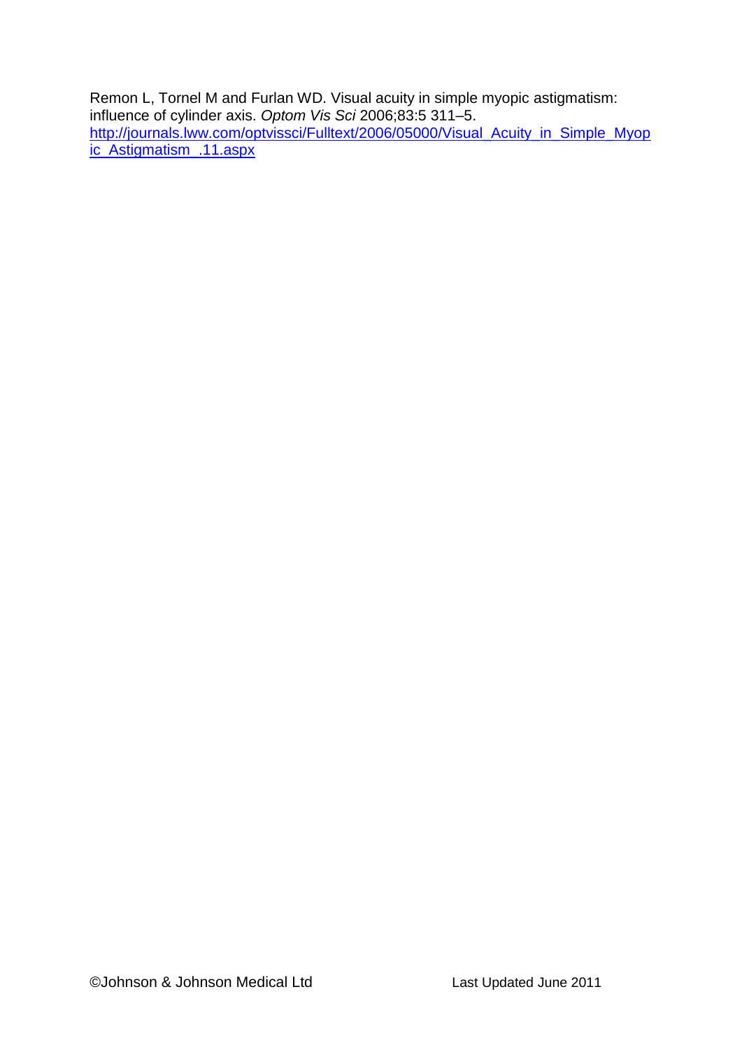Remon L, Tornel M and Furlan WD. Visual acuity in simple myopic astigmatism: influence of cylinder axis. *Optom Vis Sci* 2006;83:5 311–5.
http://journals.lww.com/optvissci/Fulltext/2006/05000/Visual_Acuity_in_Simple_Myopic_Astigmatism_.11.aspx

©Johnson & Johnson Medical Ltd Last Updated June 2011